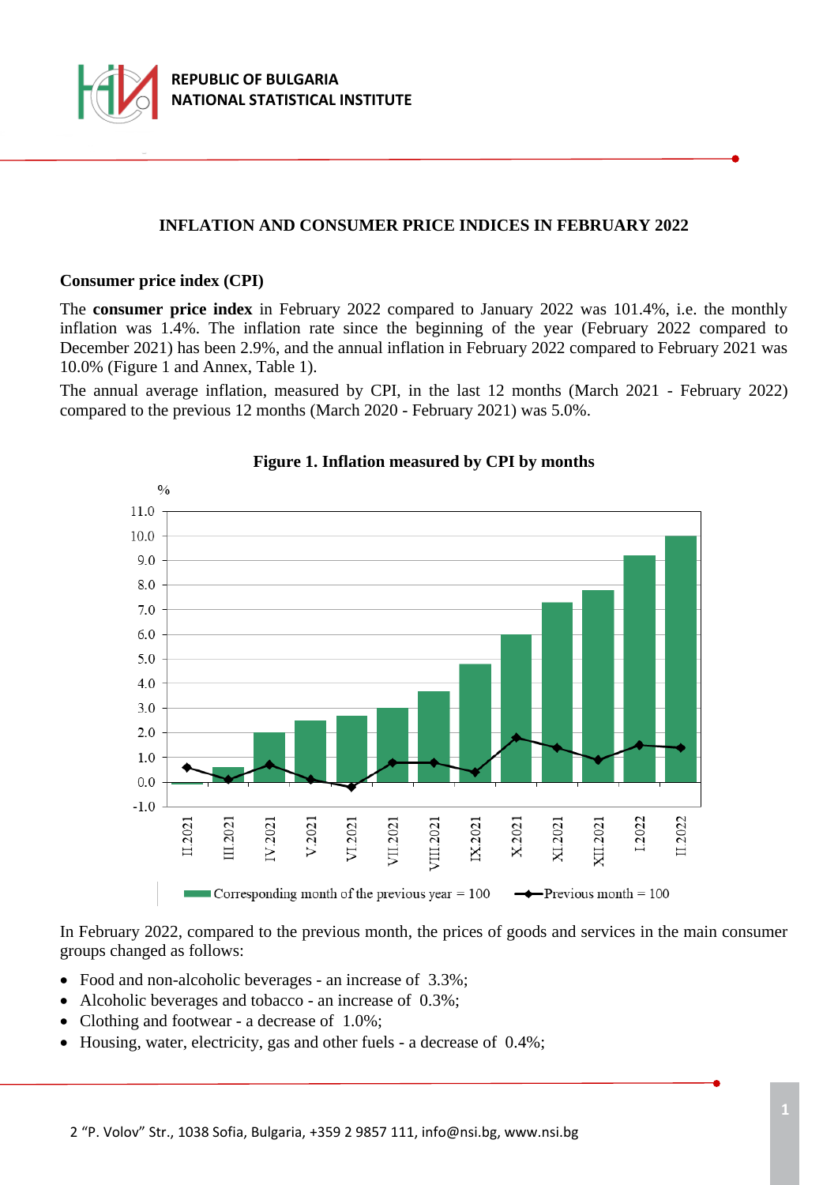# INFLATION AND CONSUMER PRICE INDICES IN FEBRUARY 2022

## Consumer price index (CPI)

The **consumer price index** in February 2022 compared to January 2022 was 101.4%, i.e. the monthly inflation was 1.4%. The inflation rate since the beginning of the year (February 2022 compared to December 2021) has been 2.9%, and the annual inflation in February 2022 compared to February 2021 was 10.0% (Figure 1 and Annex, Table 1).

The annual average inflation, measured by CPI, in the last 12 months (March 2021 - February 2022) compared to the previous 12 months (March 2020 - February 2021) was 5.0%.

**Figure 1. Inflation measured by CPI by months**

In February 2022, compared to the previous month, the prices of goods and services in the main consumer groups changed as follows:

- Food and non-alcoholic beverages - an increase of 3.3%;
- Alcoholic beverages and tobacco - an increase of 0.3%;
- Clothing and footwear - a decrease of 1.0%;
- Housing, water, electricity, gas and other fuels - a decrease of 0.4%;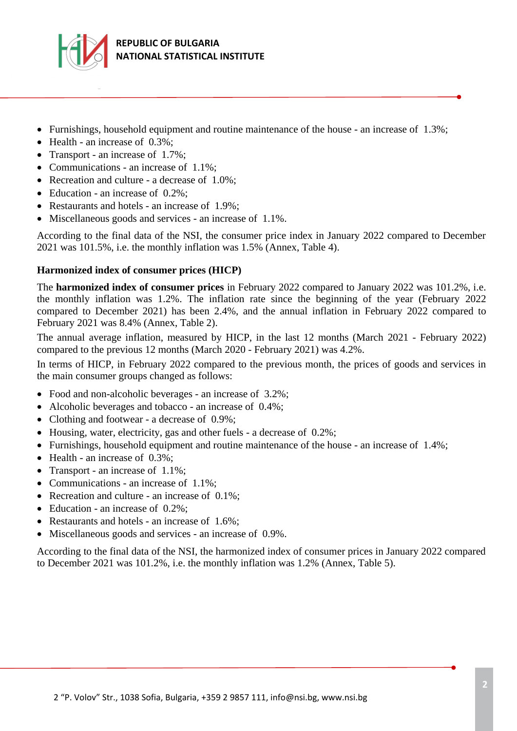- Furnishings, household equipment and routine maintenance of the house - an increase of 1.3%;
- Health - an increase of 0.3%;
- Transport - an increase of 1.7%;
- Communications - an increase of 1.1%;
- Recreation and culture - a decrease of 1.0%;
- Education - an increase of 0.2%;
- Restaurants and hotels - an increase of 1.9%;
- Miscellaneous goods and services - an increase of 1.1%.

According to the final data of the NSI, the consumer price index in January 2022 compared to December 2021 was 101.5%, i.e. the monthly inflation was 1.5% (Annex, Table 4).

**Harmonized index of consumer prices (HICP)**

The **harmonized index of consumer prices** in February 2022 compared to January 2022 was 101.2%, i.e. the monthly inflation was 1.2%. The inflation rate since the beginning of the year (February 2022 compared to December 2021) has been 2.4%, and the annual inflation in February 2022 compared to February 2021 was 8.4% (Annex, Table 2).

The annual average inflation, measured by HICP, in the last 12 months (March 2021 - February 2022) compared to the previous 12 months (March 2020 - February 2021) was 4.2%.

In terms of HICP, in February 2022 compared to the previous month, the prices of goods and services in the main consumer groups changed as follows:

- Food and non-alcoholic beverages - an increase of 3.2%;
- Alcoholic beverages and tobacco - an increase of 0.4%;
- Clothing and footwear - a decrease of 0.9%;
- Housing, water, electricity, gas and other fuels - a decrease of 0.2%;
- Furnishings, household equipment and routine maintenance of the house - an increase of 1.4%;
- Health - an increase of 0.3%;
- Transport - an increase of 1.1%;
- Communications - an increase of 1.1%;
- Recreation and culture - an increase of 0.1%;
- Education - an increase of 0.2%;
- Restaurants and hotels - an increase of 1.6%;
- Miscellaneous goods and services - an increase of 0.9%.

According to the final data of the NSI, the harmonized index of consumer prices in January 2022 compared to December 2021 was 101.2%, i.e. the monthly inflation was 1.2% (Annex, Table 5).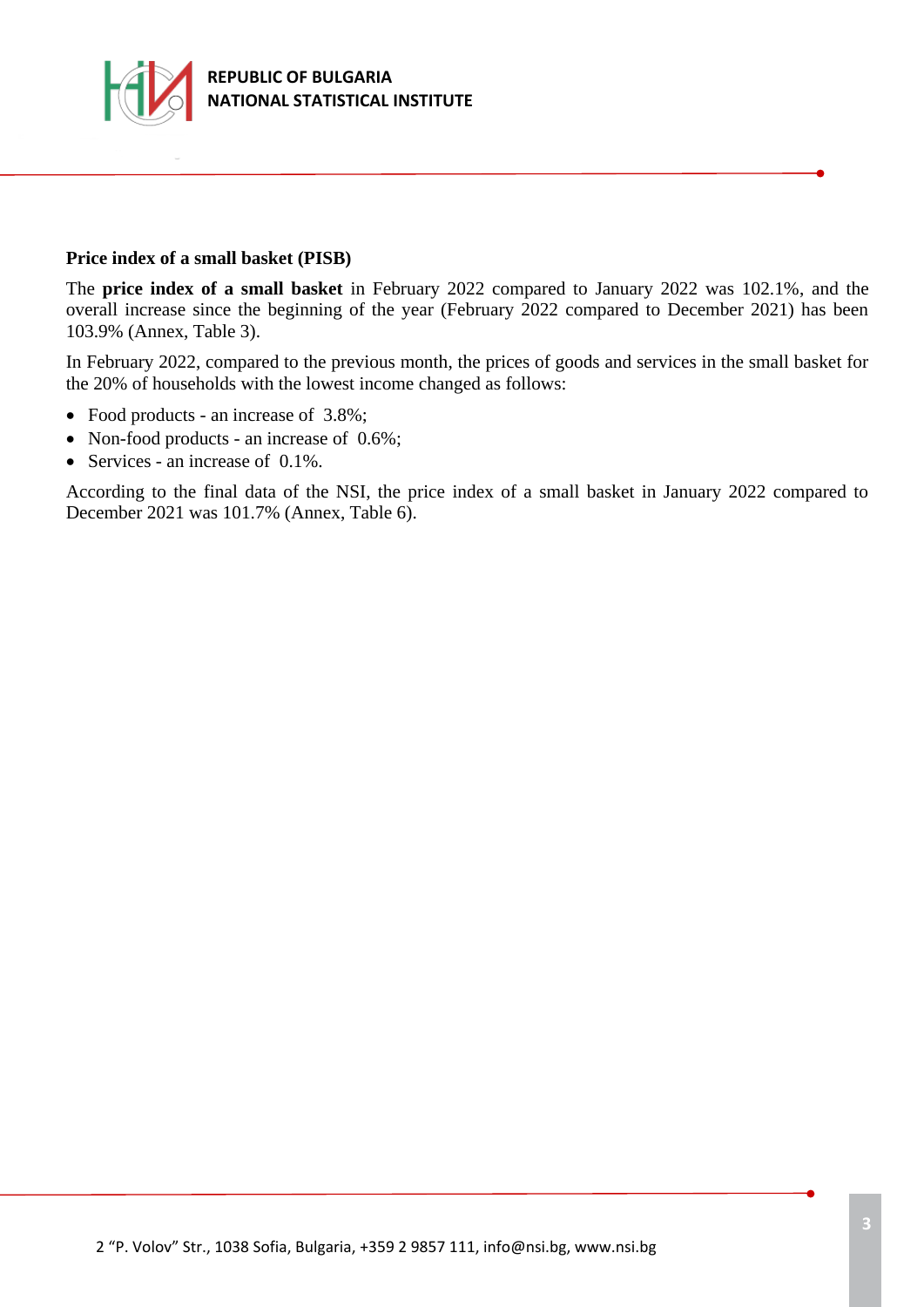### Price index of a small basket (PISB)

The **price index of a small basket** in February 2022 compared to January 2022 was 102.1%, and the overall increase since the beginning of the year (February 2022 compared to December 2021) has been 103.9% (Annex, Table 3).

In February 2022, compared to the previous month, the prices of goods and services in the small basket for the 20% of households with the lowest income changed as follows:

- Food products - an increase of 3.8%;
- Non-food products - an increase of 0.6%;
- Services - an increase of 0.1%.

According to the final data of the NSI, the price index of a small basket in January 2022 compared to December 2021 was 101.7% (Annex, Table 6).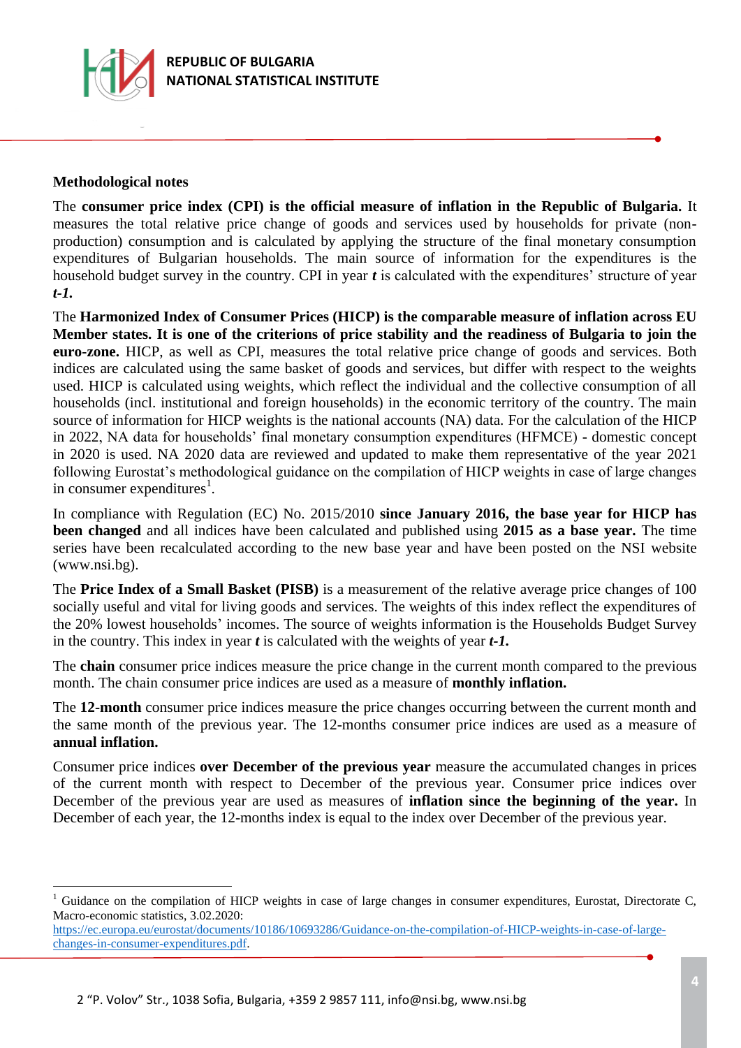**Methodological notes**

The **consumer price index (CPI) is the official measure of inflation in the Republic of Bulgaria.** It measures the total relative price change of goods and services used by households for private (non-production) consumption and is calculated by applying the structure of the final monetary consumption expenditures of Bulgarian households. The main source of information for the expenditures is the household budget survey in the country. CPI in year ***t*** is calculated with the expenditures' structure of year ***t-1.***

The **Harmonized Index of Consumer Prices (HICP) is the comparable measure of inflation across EU Member states. It is one of the criterions of price stability and the readiness of Bulgaria to join the euro-zone.** HICP, as well as CPI, measures the total relative price change of goods and services. Both indices are calculated using the same basket of goods and services, but differ with respect to the weights used. HICP is calculated using weights, which reflect the individual and the collective consumption of all households (incl. institutional and foreign households) in the economic territory of the country. The main source of information for HICP weights is the national accounts (NA) data. For the calculation of the HICP in 2022, NA data for households' final monetary consumption expenditures (HFMCE) - domestic concept in 2020 is used. NA 2020 data are reviewed and updated to make them representative of the year 2021 following Eurostat's methodological guidance on the compilation of HICP weights in case of large changes in consumer expenditures[1].

In compliance with Regulation (EC) No. 2015/2010 **since January 2016, the base year for HICP has been changed** and all indices have been calculated and published using **2015 as a base year.** The time series have been recalculated according to the new base year and have been posted on the NSI website (www.nsi.bg).

The **Price Index of a Small Basket (PISB)** is a measurement of the relative average price changes of 100 socially useful and vital for living goods and services. The weights of this index reflect the expenditures of the 20% lowest households' incomes. The source of weights information is the Households Budget Survey in the country. This index in year ***t*** is calculated with the weights of year ***t-1.***

The **chain** consumer price indices measure the price change in the current month compared to the previous month. The chain consumer price indices are used as a measure of **monthly inflation.**

The **12-month** consumer price indices measure the price changes occurring between the current month and the same month of the previous year. The 12-months consumer price indices are used as a measure of **annual inflation.**

Consumer price indices **over December of the previous year** measure the accumulated changes in prices of the current month with respect to December of the previous year. Consumer price indices over December of the previous year are used as measures of **inflation since the beginning of the year.** In December of each year, the 12-months index is equal to the index over December of the previous year.

---

[1] Guidance on the compilation of HICP weights in case of large changes in consumer expenditures, Eurostat, Directorate C, Macro-economic statistics, 3.02.2020: https://ec.europa.eu/eurostat/documents/10186/10693286/Guidance-on-the-compilation-of-HICP-weights-in-case-of-large-changes-in-consumer-expenditures.pdf.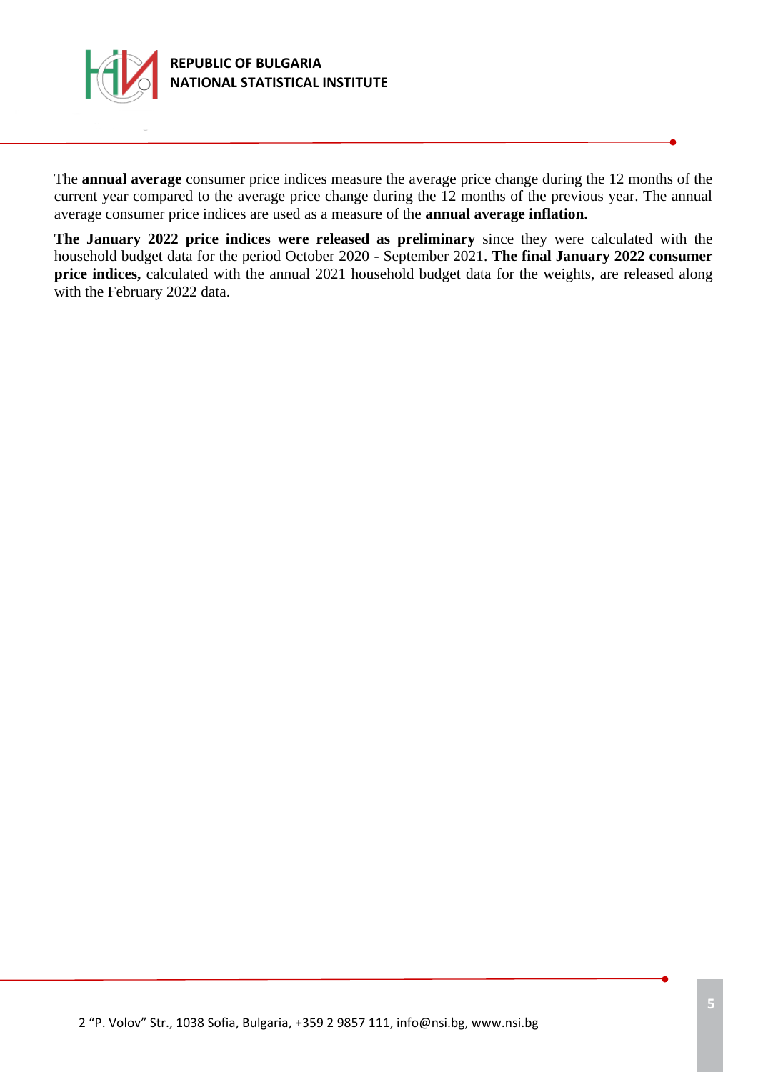The **annual average** consumer price indices measure the average price change during the 12 months of the current year compared to the average price change during the 12 months of the previous year. The annual average consumer price indices are used as a measure of the **annual average inflation.**

**The January 2022 price indices were released as preliminary** since they were calculated with the household budget data for the period October 2020 - September 2021. **The final January 2022 consumer price indices,** calculated with the annual 2021 household budget data for the weights, are released along with the February 2022 data.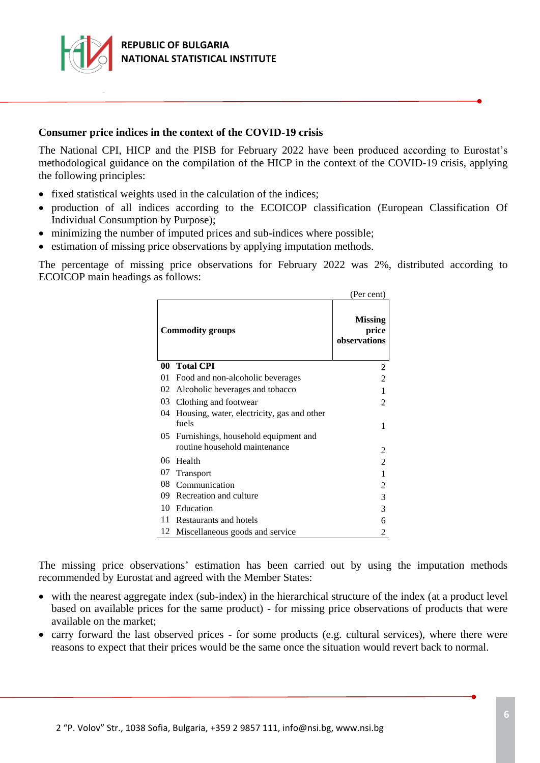**Consumer price indices in the context of the COVID-19 crisis**

The National CPI, HICP and the PISB for February 2022 have been produced according to Eurostat's methodological guidance on the compilation of the HICP in the context of the COVID-19 crisis, applying the following principles:

- fixed statistical weights used in the calculation of the indices;
- production of all indices according to the ECOICOP classification (European Classification Of Individual Consumption by Purpose);
- minimizing the number of imputed prices and sub-indices where possible;
- estimation of missing price observations by applying imputation methods.

The percentage of missing price observations for February 2022 was 2%, distributed according to ECOICOP main headings as follows:

(Per cent)

| | Commodity groups | Missing price observations |
|---|---|---|
| **00** | **Total CPI** | **2** |
| 01 | Food and non-alcoholic beverages | 2 |
| 02 | Alcoholic beverages and tobacco | 1 |
| 03 | Clothing and footwear | 2 |
| 04 | Housing, water, electricity, gas and other fuels | 1 |
| 05 | Furnishings, household equipment and routine household maintenance | 2 |
| 06 | Health | 2 |
| 07 | Transport | 1 |
| 08 | Communication | 2 |
| 09 | Recreation and culture | 3 |
| 10 | Education | 3 |
| 11 | Restaurants and hotels | 6 |
| 12 | Miscellaneous goods and service | 2 |

The missing price observations' estimation has been carried out by using the imputation methods recommended by Eurostat and agreed with the Member States:

- with the nearest aggregate index (sub-index) in the hierarchical structure of the index (at a product level based on available prices for the same product) - for missing price observations of products that were available on the market;
- carry forward the last observed prices - for some products (e.g. cultural services), where there were reasons to expect that their prices would be the same once the situation would revert back to normal.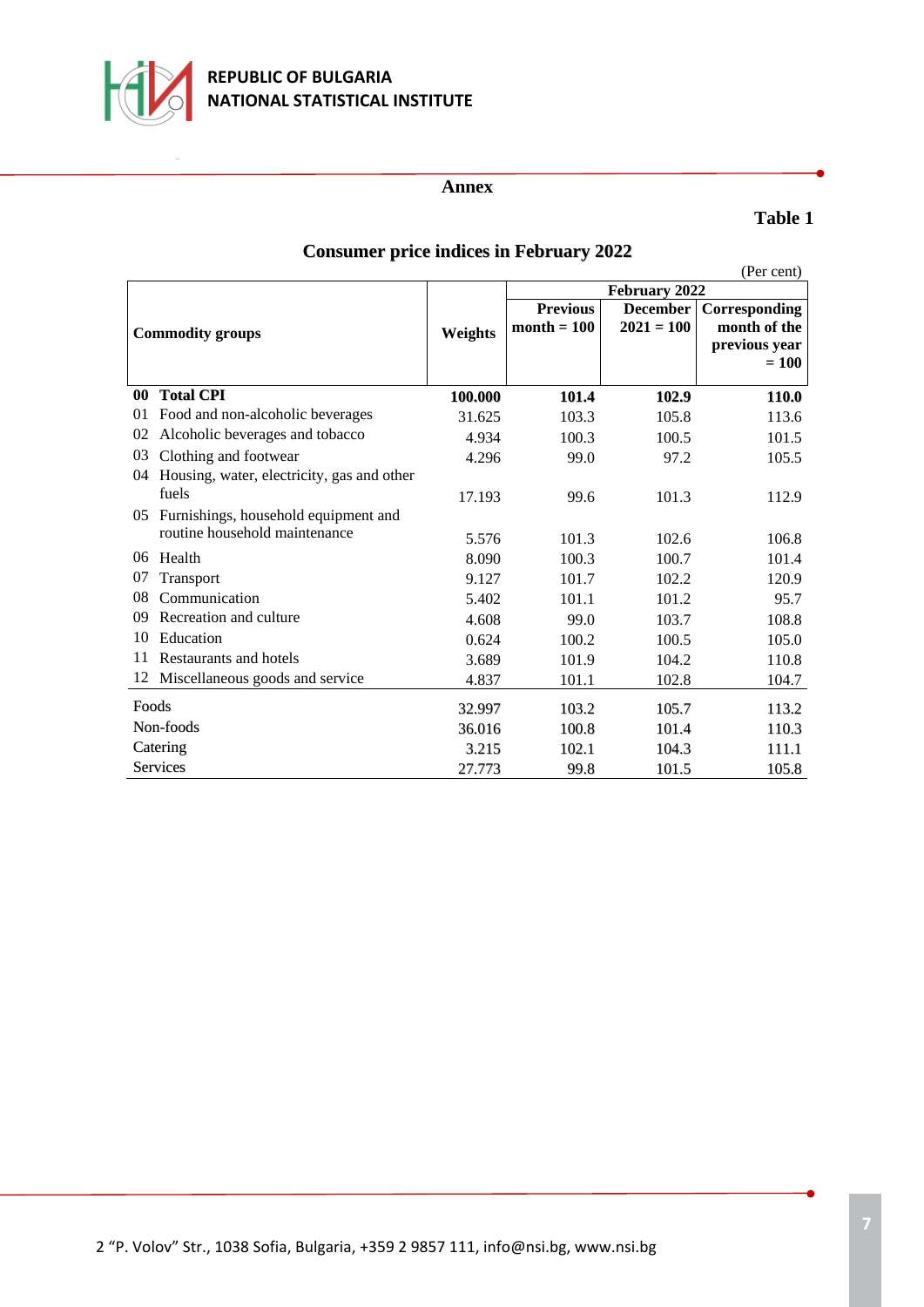## Annex

**Table 1**

### Consumer price indices in February 2022

(Per cent)

| Commodity groups | Weights | February 2022 | | |
|---|---|---|---|---|
| | | **Previous month = 100** | **December 2021 = 100** | **Corresponding month of the previous year = 100** |
| **00 Total CPI** | **100.000** | **101.4** | **102.9** | **110.0** |
| 01 Food and non-alcoholic beverages | 31.625 | 103.3 | 105.8 | 113.6 |
| 02 Alcoholic beverages and tobacco | 4.934 | 100.3 | 100.5 | 101.5 |
| 03 Clothing and footwear | 4.296 | 99.0 | 97.2 | 105.5 |
| 04 Housing, water, electricity, gas and other fuels | 17.193 | 99.6 | 101.3 | 112.9 |
| 05 Furnishings, household equipment and routine household maintenance | 5.576 | 101.3 | 102.6 | 106.8 |
| 06 Health | 8.090 | 100.3 | 100.7 | 101.4 |
| 07 Transport | 9.127 | 101.7 | 102.2 | 120.9 |
| 08 Communication | 5.402 | 101.1 | 101.2 | 95.7 |
| 09 Recreation and culture | 4.608 | 99.0 | 103.7 | 108.8 |
| 10 Education | 0.624 | 100.2 | 100.5 | 105.0 |
| 11 Restaurants and hotels | 3.689 | 101.9 | 104.2 | 110.8 |
| 12 Miscellaneous goods and service | 4.837 | 101.1 | 102.8 | 104.7 |
| Foods | 32.997 | 103.2 | 105.7 | 113.2 |
| Non-foods | 36.016 | 100.8 | 101.4 | 110.3 |
| Catering | 3.215 | 102.1 | 104.3 | 111.1 |
| Services | 27.773 | 99.8 | 101.5 | 105.8 |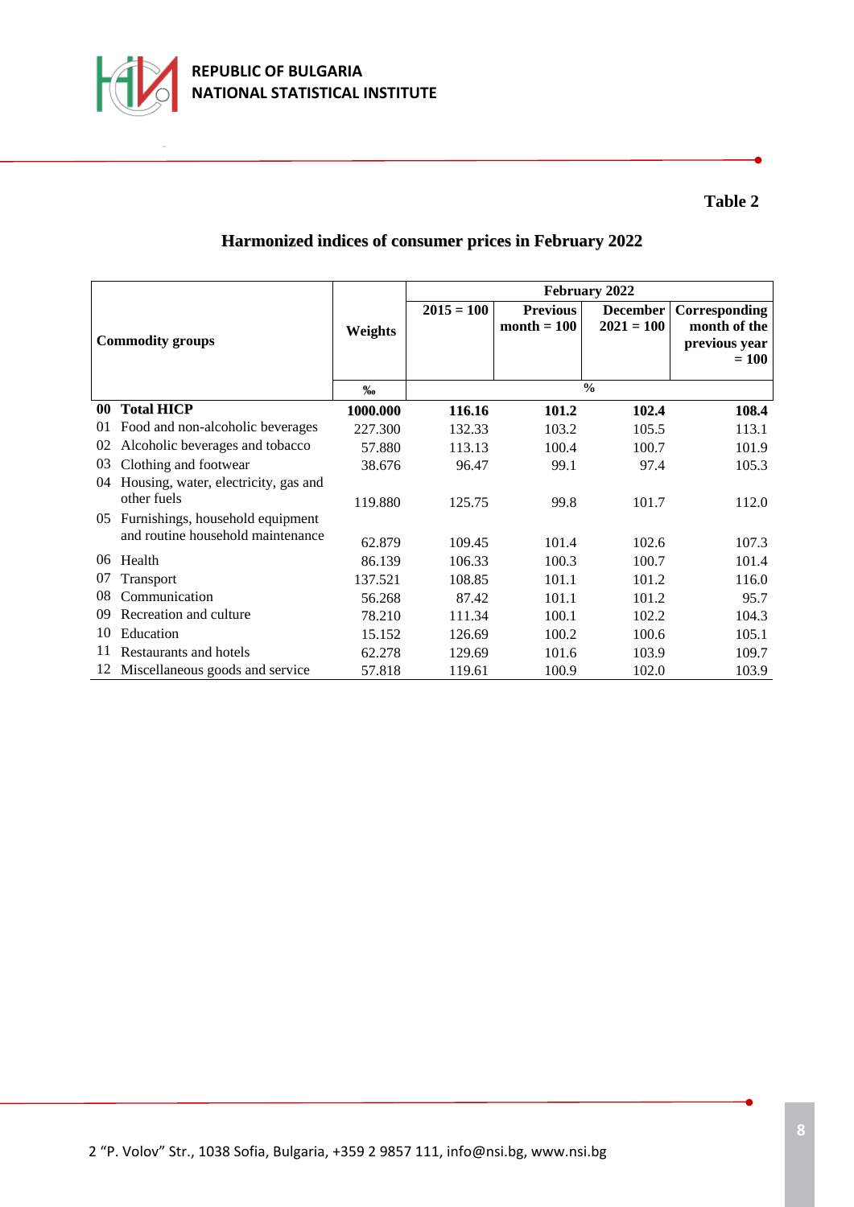**Table 2**

## Harmonized indices of consumer prices in February 2022

| Commodity groups | | Weights | February 2022 | | | |
|---|---|---|---|---|---|---|
| | | | 2015 = 100 | Previous month = 100 | December 2021 = 100 | Corresponding month of the previous year = 100 |
| | | ‰ | % | | | |
| **00** | **Total HICP** | **1000.000** | **116.16** | **101.2** | **102.4** | **108.4** |
| 01 | Food and non-alcoholic beverages | 227.300 | 132.33 | 103.2 | 105.5 | 113.1 |
| 02 | Alcoholic beverages and tobacco | 57.880 | 113.13 | 100.4 | 100.7 | 101.9 |
| 03 | Clothing and footwear | 38.676 | 96.47 | 99.1 | 97.4 | 105.3 |
| 04 | Housing, water, electricity, gas and other fuels | 119.880 | 125.75 | 99.8 | 101.7 | 112.0 |
| 05 | Furnishings, household equipment and routine household maintenance | 62.879 | 109.45 | 101.4 | 102.6 | 107.3 |
| 06 | Health | 86.139 | 106.33 | 100.3 | 100.7 | 101.4 |
| 07 | Transport | 137.521 | 108.85 | 101.1 | 101.2 | 116.0 |
| 08 | Communication | 56.268 | 87.42 | 101.1 | 101.2 | 95.7 |
| 09 | Recreation and culture | 78.210 | 111.34 | 100.1 | 102.2 | 104.3 |
| 10 | Education | 15.152 | 126.69 | 100.2 | 100.6 | 105.1 |
| 11 | Restaurants and hotels | 62.278 | 129.69 | 101.6 | 103.9 | 109.7 |
| 12 | Miscellaneous goods and service | 57.818 | 119.61 | 100.9 | 102.0 | 103.9 |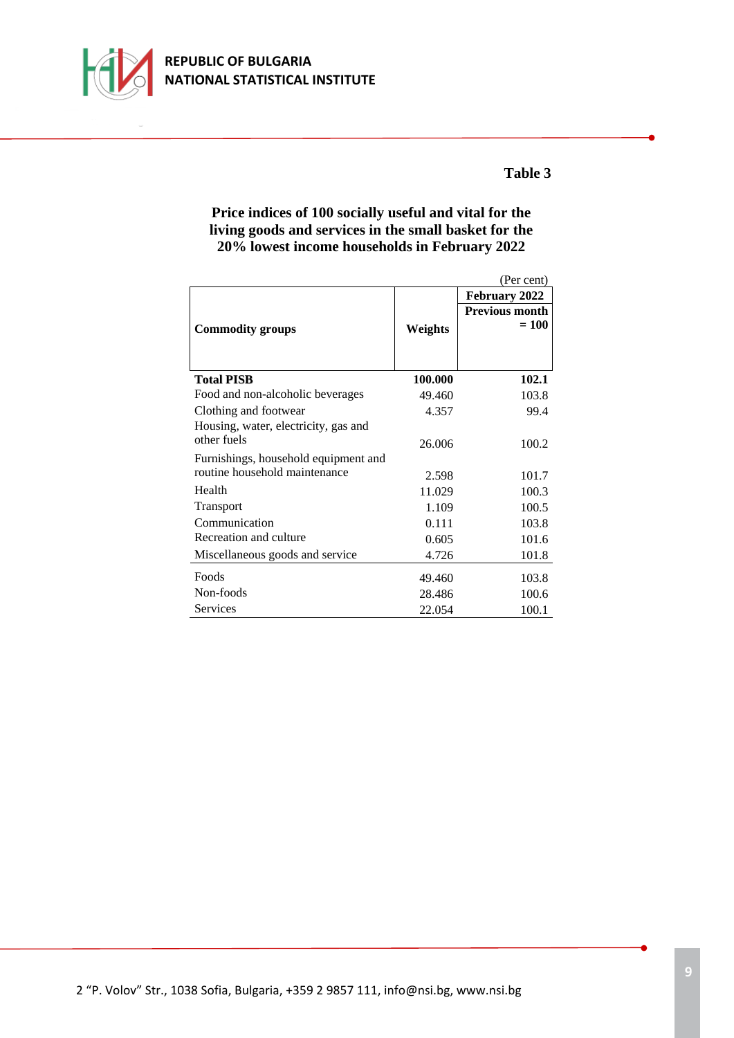**Table 3**

**Price indices of 100 socially useful and vital for the living goods and services in the small basket for the 20% lowest income households in February 2022**

(Per cent)

| Commodity groups | Weights | February 2022<br>Previous month = 100 |
|---|---|---|
| **Total PISB** | **100.000** | **102.1** |
| Food and non-alcoholic beverages | 49.460 | 103.8 |
| Clothing and footwear | 4.357 | 99.4 |
| Housing, water, electricity, gas and other fuels | 26.006 | 100.2 |
| Furnishings, household equipment and routine household maintenance | 2.598 | 101.7 |
| Health | 11.029 | 100.3 |
| Transport | 1.109 | 100.5 |
| Communication | 0.111 | 103.8 |
| Recreation and culture | 0.605 | 101.6 |
| Miscellaneous goods and service | 4.726 | 101.8 |
| Foods | 49.460 | 103.8 |
| Non-foods | 28.486 | 100.6 |
| Services | 22.054 | 100.1 |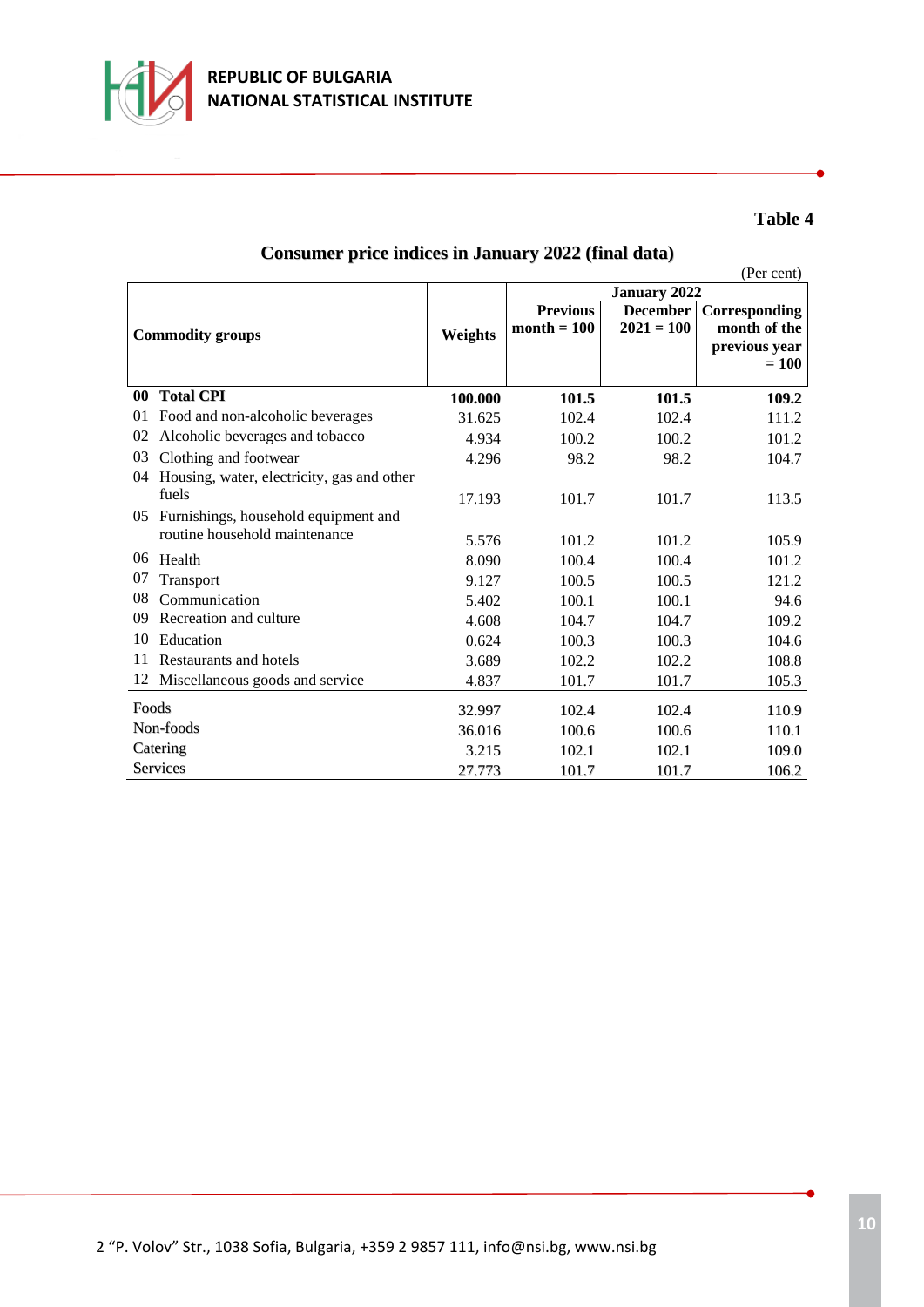**Table 4**

## Consumer price indices in January 2022 (final data)

(Per cent)

| Commodity groups | Weights | January 2022 | | |
|---|---|---|---|---|
| | | Previous month = 100 | December 2021 = 100 | Corresponding month of the previous year = 100 |
| **00 Total CPI** | **100.000** | **101.5** | **101.5** | **109.2** |
| 01 Food and non-alcoholic beverages | 31.625 | 102.4 | 102.4 | 111.2 |
| 02 Alcoholic beverages and tobacco | 4.934 | 100.2 | 100.2 | 101.2 |
| 03 Clothing and footwear | 4.296 | 98.2 | 98.2 | 104.7 |
| 04 Housing, water, electricity, gas and other fuels | 17.193 | 101.7 | 101.7 | 113.5 |
| 05 Furnishings, household equipment and routine household maintenance | 5.576 | 101.2 | 101.2 | 105.9 |
| 06 Health | 8.090 | 100.4 | 100.4 | 101.2 |
| 07 Transport | 9.127 | 100.5 | 100.5 | 121.2 |
| 08 Communication | 5.402 | 100.1 | 100.1 | 94.6 |
| 09 Recreation and culture | 4.608 | 104.7 | 104.7 | 109.2 |
| 10 Education | 0.624 | 100.3 | 100.3 | 104.6 |
| 11 Restaurants and hotels | 3.689 | 102.2 | 102.2 | 108.8 |
| 12 Miscellaneous goods and service | 4.837 | 101.7 | 101.7 | 105.3 |
| Foods | 32.997 | 102.4 | 102.4 | 110.9 |
| Non-foods | 36.016 | 100.6 | 100.6 | 110.1 |
| Catering | 3.215 | 102.1 | 102.1 | 109.0 |
| Services | 27.773 | 101.7 | 101.7 | 106.2 |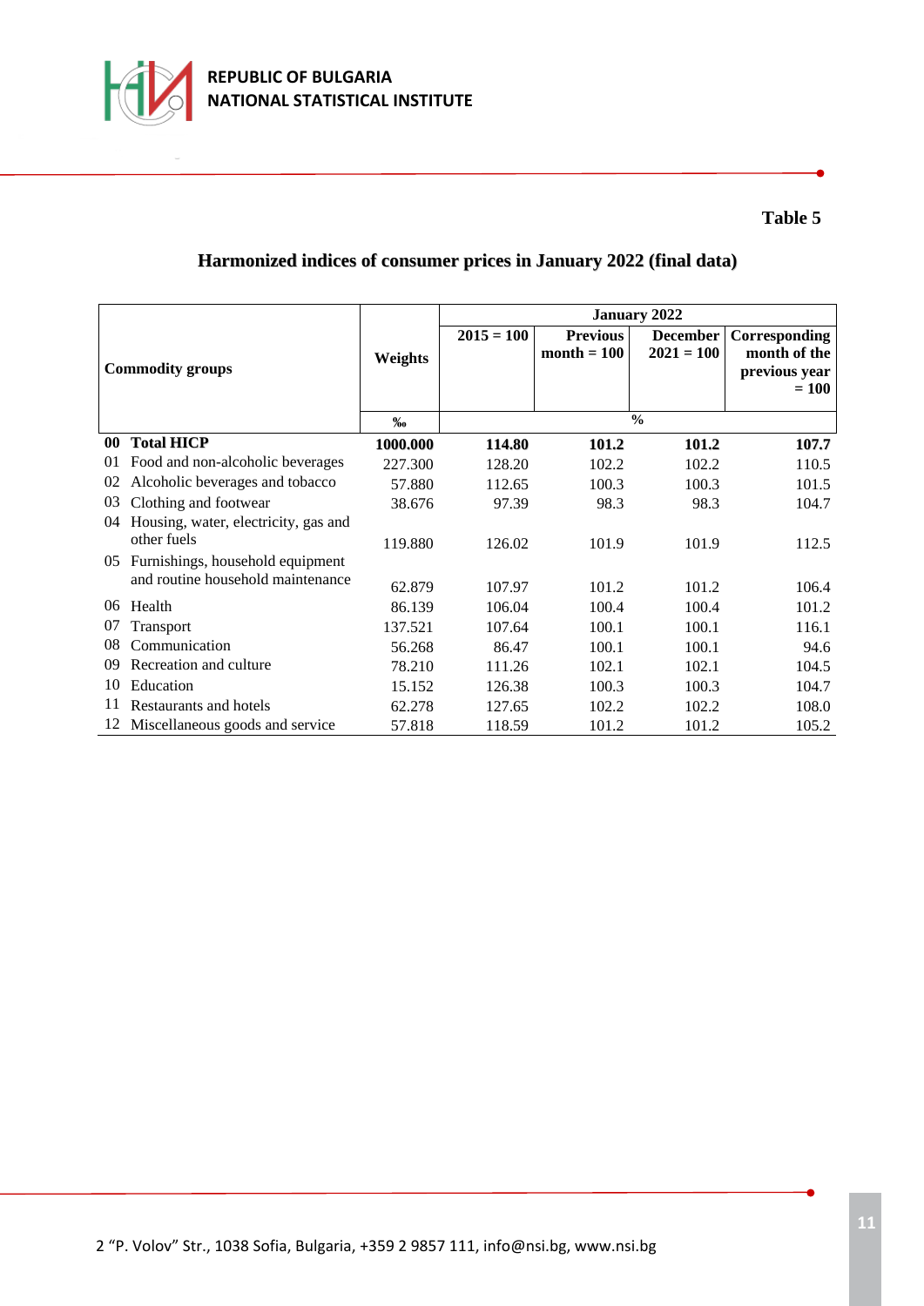**Table 5**

## Harmonized indices of consumer prices in January 2022 (final data)

| Commodity groups | | Weights | January 2022 | | | |
|---|---|---|---|---|---|---|
| | | | 2015 = 100 | Previous month = 100 | December 2021 = 100 | Corresponding month of the previous year = 100 |
| | | ‰ | % | | | |
| **00** | **Total HICP** | **1000.000** | **114.80** | **101.2** | **101.2** | **107.7** |
| 01 | Food and non-alcoholic beverages | 227.300 | 128.20 | 102.2 | 102.2 | 110.5 |
| 02 | Alcoholic beverages and tobacco | 57.880 | 112.65 | 100.3 | 100.3 | 101.5 |
| 03 | Clothing and footwear | 38.676 | 97.39 | 98.3 | 98.3 | 104.7 |
| 04 | Housing, water, electricity, gas and other fuels | 119.880 | 126.02 | 101.9 | 101.9 | 112.5 |
| 05 | Furnishings, household equipment and routine household maintenance | 62.879 | 107.97 | 101.2 | 101.2 | 106.4 |
| 06 | Health | 86.139 | 106.04 | 100.4 | 100.4 | 101.2 |
| 07 | Transport | 137.521 | 107.64 | 100.1 | 100.1 | 116.1 |
| 08 | Communication | 56.268 | 86.47 | 100.1 | 100.1 | 94.6 |
| 09 | Recreation and culture | 78.210 | 111.26 | 102.1 | 102.1 | 104.5 |
| 10 | Education | 15.152 | 126.38 | 100.3 | 100.3 | 104.7 |
| 11 | Restaurants and hotels | 62.278 | 127.65 | 102.2 | 102.2 | 108.0 |
| 12 | Miscellaneous goods and service | 57.818 | 118.59 | 101.2 | 101.2 | 105.2 |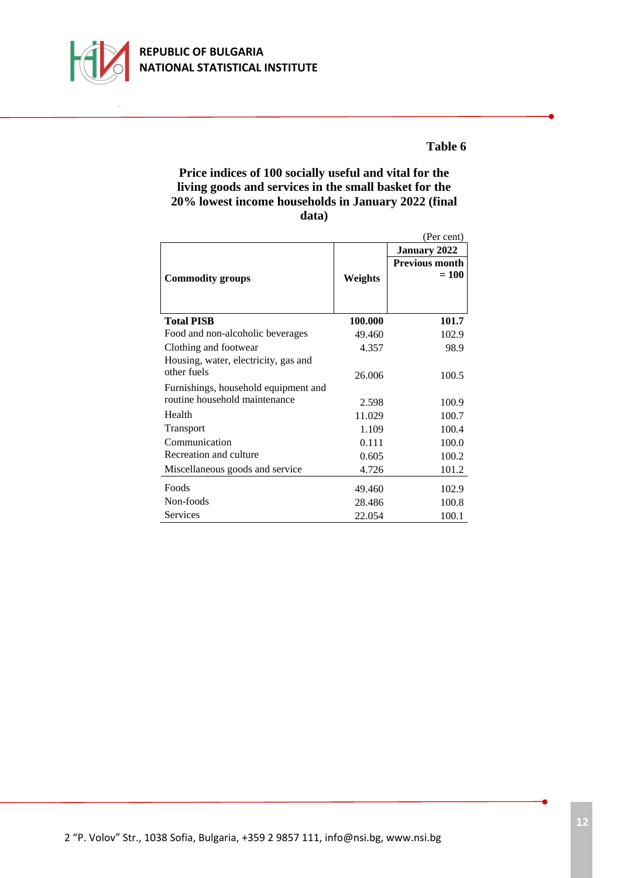**Table 6**

**Price indices of 100 socially useful and vital for the living goods and services in the small basket for the 20% lowest income households in January 2022 (final data)**

(Per cent)

| Commodity groups | Weights | January 2022 |
|---|---|---|
| | | Previous month = 100 |
| **Total PISB** | **100.000** | **101.7** |
| Food and non-alcoholic beverages | 49.460 | 102.9 |
| Clothing and footwear | 4.357 | 98.9 |
| Housing, water, electricity, gas and other fuels | 26.006 | 100.5 |
| Furnishings, household equipment and routine household maintenance | 2.598 | 100.9 |
| Health | 11.029 | 100.7 |
| Transport | 1.109 | 100.4 |
| Communication | 0.111 | 100.0 |
| Recreation and culture | 0.605 | 100.2 |
| Miscellaneous goods and service | 4.726 | 101.2 |
| Foods | 49.460 | 102.9 |
| Non-foods | 28.486 | 100.8 |
| Services | 22.054 | 100.1 |